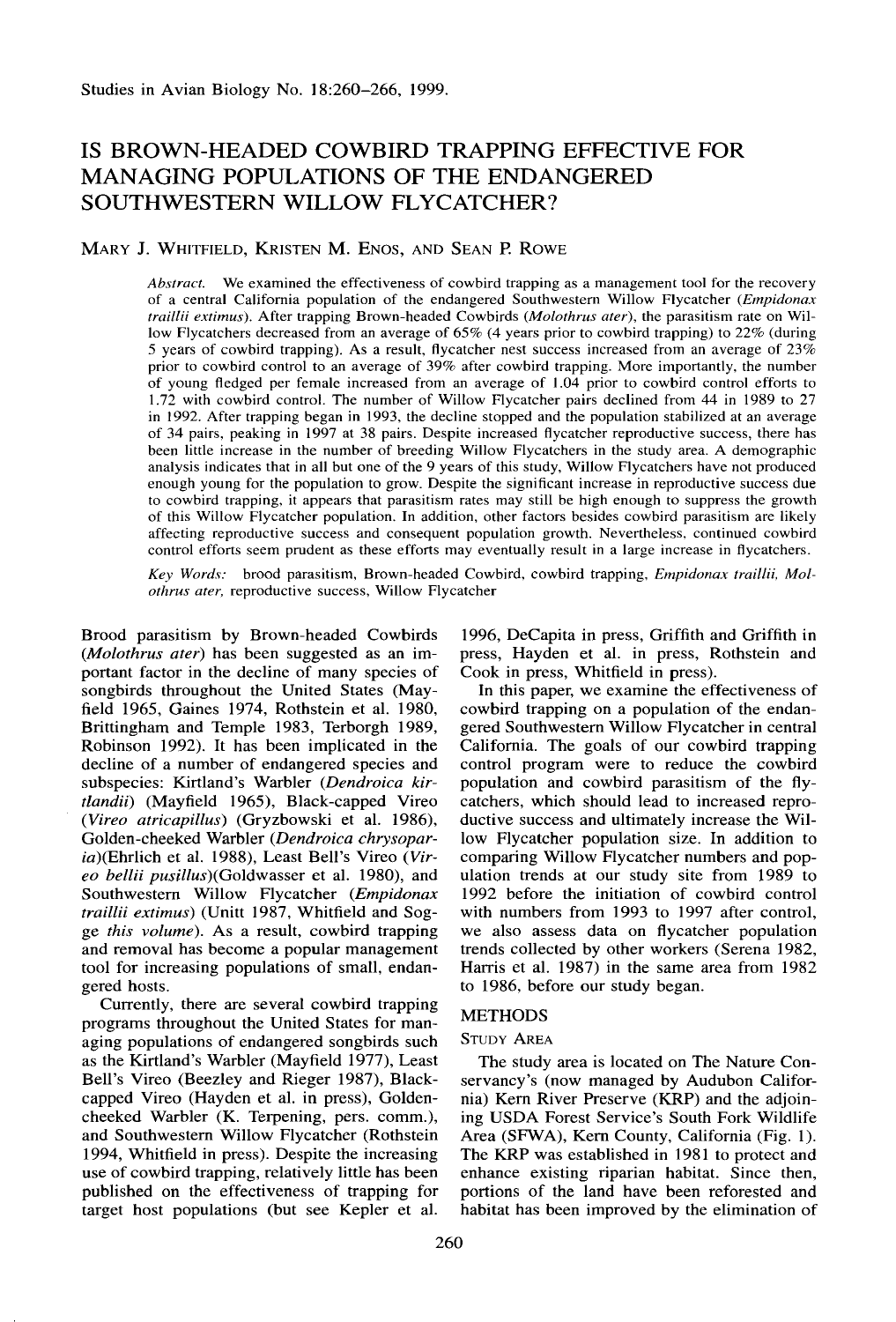# IS BROWN-HEADED COWBIRD TRAPPING EFFECTIVE FOR MANAGING POPULATIONS OF THE ENDANGERED SOUTHWESTERN WILLOW FLYCATCHER?

MARY J. WHITFIELD, KRISTEN M. ENOS, AND SEAN P. ROWE

*Abstract.* We examined the effectiveness of cowbird trapping as a management tool for the recovery of a central California population of the endangered Southwestern Willow Flycatcher (*Empidonax traillii extimus*). After trapping Brown-headed Cowbirds (*Molothrus ater*), the parasitism rate on Willow Flycatchers decreased from an average of 65% (4 years prior to cowbird trapping) to 22% (during 5 years of cowbird trapping). As a result, flycatcher nest success increased from an average of 23% prior to cowbird control to an average of 39% after cowbird trapping. More importantly, the number of young fledged per female increased from an average of 1.04 prior to cowbird control efforts to 1.72 with cowbird control. The number of Willow Flycatcher pairs declined from 44 in 1989 to 27 in 1992. After trapping began in 1993, the decline stopped and the population stabilized at an average of 34 pairs, peaking in 1997 at 38 pairs. Despite increased flycatcher reproductive success, there has been little increase in the number of breeding Willow Flycatchers in the study area. A demographic analysis indicates that in all but one of the 9 years of this study, Willow Flycatchers have not produced enough young for the population to grow. Despite the significant increase in reproductive success due to cowbird trapping, it appears that parasitism rates may still be high enough to suppress the growth of this Willow Flycatcher population. In addition, other factors besides cowbird parasitism are likely affecting reproductive success and consequent population growth. Nevertheless, continued cowbird control efforts seem prudent as these efforts may eventually result in a large increase in flycatchers.

*Key Words:* brood parasitism, Brown-headed Cowbird, cowbird trapping, *Empidonax traillii*, *Molothrus ater*, reproductive success, Willow Flycatcher

Brood parasitism by Brown-headed Cowbirds (*Molothrus ater*) has been suggested as an important factor in the decline of many species of songbirds throughout the United States (Mayfield 1965, Gaines 1974, Rothstein et al. 1980, Brittingham and Temple 1983, Terborgh 1989, Robinson 1992). It has been implicated in the decline of a number of endangered species and subspecies: Kirtland's Warbler (*Dendroica kirtlandii*) (Mayfield 1965), Black-capped Vireo (*Vireo atricapillus*) (Gryzbowski et al. 1986), Golden-cheeked Warbler (*Dendroica chrysoparia*)(Ehrlich et al. 1988), Least Bell's Vireo (*Vireo bellii pusillus*)(Goldwasser et al. 1980), and Southwestern Willow Flycatcher (*Empidonax traillii extimus*) (Unitt 1987, Whitfield and Sogge *this volume*). As a result, cowbird trapping and removal has become a popular management tool for increasing populations of small, endangered hosts.

Currently, there are several cowbird trapping programs throughout the United States for managing populations of endangered songbirds such as the Kirtland's Warbler (Mayfield 1977), Least Bell's Vireo (Beezley and Rieger 1987), Black-capped Vireo (Hayden et al. in press), Golden-cheeked Warbler (K. Terpening, pers. comm.), and Southwestern Willow Flycatcher (Rothstein 1994, Whitfield in press). Despite the increasing use of cowbird trapping, relatively little has been published on the effectiveness of trapping for target host populations (but see Kepler et al. 1996, DeCapita in press, Griffith and Griffith in press, Hayden et al. in press, Rothstein and Cook in press, Whitfield in press).

In this paper, we examine the effectiveness of cowbird trapping on a population of the endangered Southwestern Willow Flycatcher in central California. The goals of our cowbird trapping control program were to reduce the cowbird population and cowbird parasitism of the flycatchers, which should lead to increased reproductive success and ultimately increase the Willow Flycatcher population size. In addition to comparing Willow Flycatcher numbers and population trends at our study site from 1989 to 1992 before the initiation of cowbird control with numbers from 1993 to 1997 after control, we also assess data on flycatcher population trends collected by other workers (Serena 1982, Harris et al. 1987) in the same area from 1982 to 1986, before our study began.

## METHODS

### STUDY AREA

The study area is located on The Nature Conservancy's (now managed by Audubon California) Kern River Preserve (KRP) and the adjoining USDA Forest Service's South Fork Wildlife Area (SFWA), Kern County, California (Fig. 1). The KRP was established in 1981 to protect and enhance existing riparian habitat. Since then, portions of the land have been reforested and habitat has been improved by the elimination of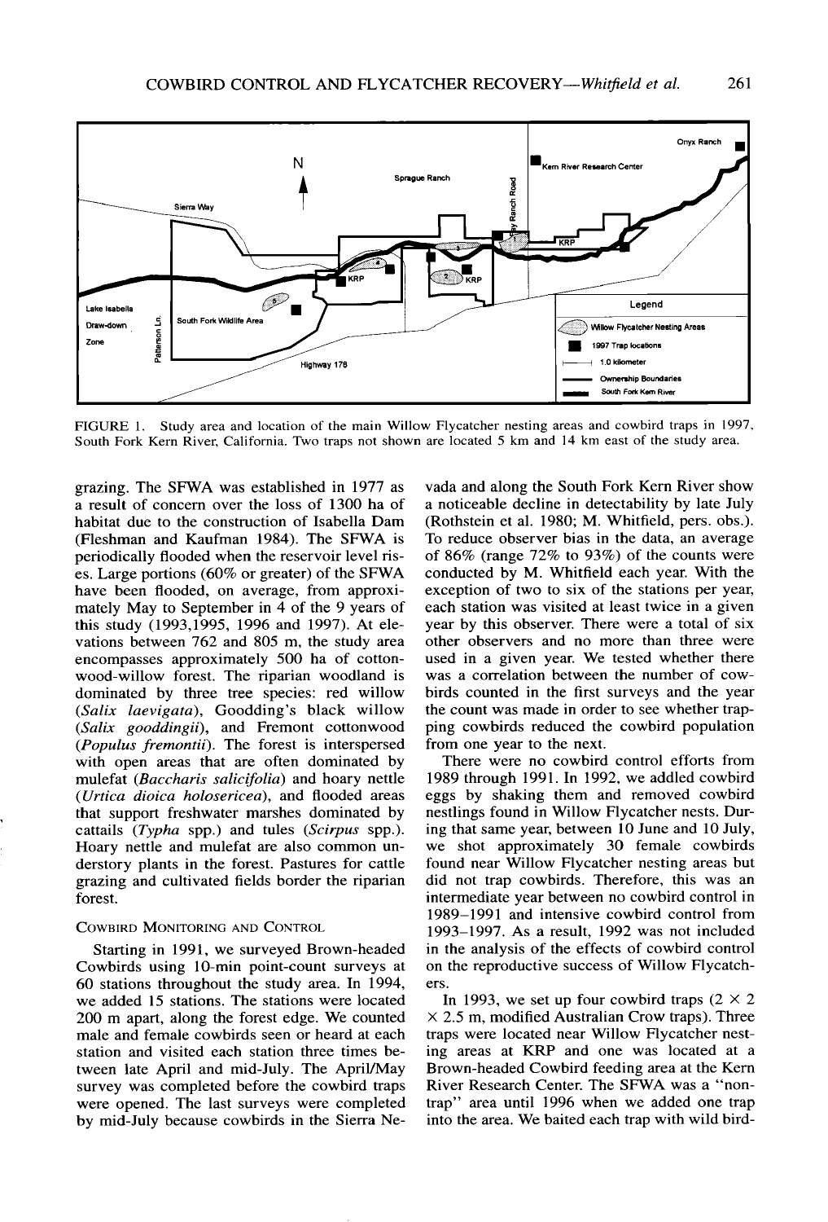FIGURE 1. Study area and location of the main Willow Flycatcher nesting areas and cowbird traps in 1997, South Fork Kern River, California. Two traps not shown are located 5 km and 14 km east of the study area.

grazing. The SFWA was established in 1977 as a result of concern over the loss of 1300 ha of habitat due to the construction of Isabella Dam (Fleshman and Kaufman 1984). The SFWA is periodically flooded when the reservoir level rises. Large portions (60% or greater) of the SFWA have been flooded, on average, from approximately May to September in 4 of the 9 years of this study (1993,1995, 1996 and 1997). At elevations between 762 and 805 m, the study area encompasses approximately 500 ha of cottonwood-willow forest. The riparian woodland is dominated by three tree species: red willow (*Salix laevigata*), Goodding's black willow (*Salix gooddingii*), and Fremont cottonwood (*Populus fremontii*). The forest is interspersed with open areas that are often dominated by mulefat (*Baccharis salicifolia*) and hoary nettle (*Urtica dioica holosericea*), and flooded areas that support freshwater marshes dominated by cattails (*Typha* spp.) and tules (*Scirpus* spp.). Hoary nettle and mulefat are also common understory plants in the forest. Pastures for cattle grazing and cultivated fields border the riparian forest.

## Cowbird Monitoring and Control

Starting in 1991, we surveyed Brown-headed Cowbirds using 10-min point-count surveys at 60 stations throughout the study area. In 1994, we added 15 stations. The stations were located 200 m apart, along the forest edge. We counted male and female cowbirds seen or heard at each station and visited each station three times between late April and mid-July. The April/May survey was completed before the cowbird traps were opened. The last surveys were completed by mid-July because cowbirds in the Sierra Nevada and along the South Fork Kern River show a noticeable decline in detectability by late July (Rothstein et al. 1980; M. Whitfield, pers. obs.). To reduce observer bias in the data, an average of 86% (range 72% to 93%) of the counts were conducted by M. Whitfield each year. With the exception of two to six of the stations per year, each station was visited at least twice in a given year by this observer. There were a total of six other observers and no more than three were used in a given year. We tested whether there was a correlation between the number of cowbirds counted in the first surveys and the year the count was made in order to see whether trapping cowbirds reduced the cowbird population from one year to the next.

There were no cowbird control efforts from 1989 through 1991. In 1992, we addled cowbird eggs by shaking them and removed cowbird nestlings found in Willow Flycatcher nests. During that same year, between 10 June and 10 July, we shot approximately 30 female cowbirds found near Willow Flycatcher nesting areas but did not trap cowbirds. Therefore, this was an intermediate year between no cowbird control in 1989–1991 and intensive cowbird control from 1993–1997. As a result, 1992 was not included in the analysis of the effects of cowbird control on the reproductive success of Willow Flycatchers.

In 1993, we set up four cowbird traps (2 × 2 × 2.5 m, modified Australian Crow traps). Three traps were located near Willow Flycatcher nesting areas at KRP and one was located at a Brown-headed Cowbird feeding area at the Kern River Research Center. The SFWA was a "non-trap" area until 1996 when we added one trap into the area. We baited each trap with wild bird-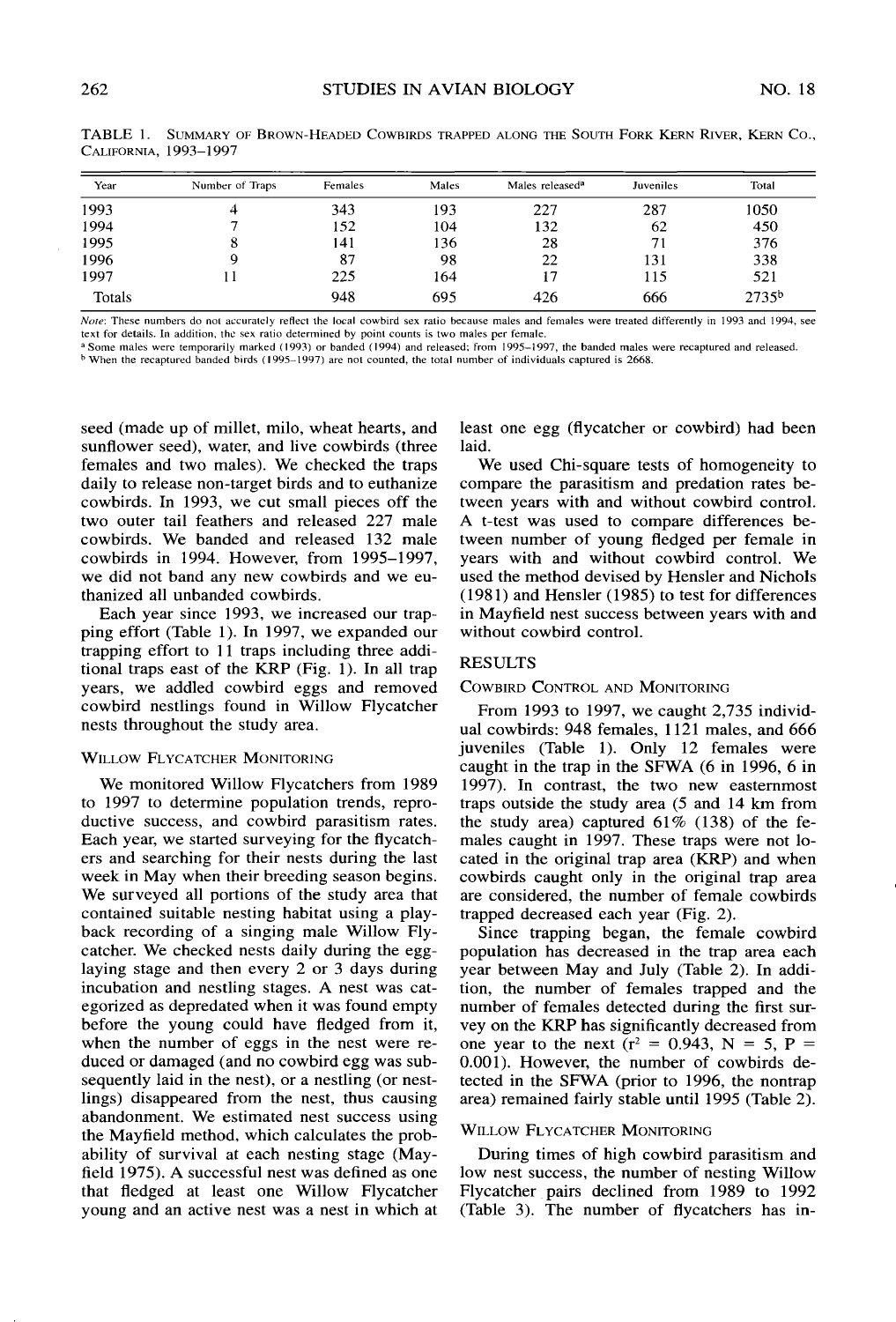TABLE 1. SUMMARY OF BROWN-HEADED COWBIRDS TRAPPED ALONG THE SOUTH FORK KERN RIVER, KERN CO., CALIFORNIA, 1993–1997

| Year | Number of Traps | Females | Males | Males released[a] | Juveniles | Total |
|---|---|---|---|---|---|---|
| 1993 | 4 | 343 | 193 | 227 | 287 | 1050 |
| 1994 | 7 | 152 | 104 | 132 | 62 | 450 |
| 1995 | 8 | 141 | 136 | 28 | 71 | 376 |
| 1996 | 9 | 87 | 98 | 22 | 131 | 338 |
| 1997 | 11 | 225 | 164 | 17 | 115 | 521 |
| Totals | | 948 | 695 | 426 | 666 | 2735[b] |

*Note:* These numbers do not accurately reflect the local cowbird sex ratio because males and females were treated differently in 1993 and 1994, see text for details. In addition, the sex ratio determined by point counts is two males per female.

[a] Some males were temporarily marked (1993) or banded (1994) and released; from 1995–1997, the banded males were recaptured and released.

[b] When the recaptured banded birds (1995–1997) are not counted, the total number of individuals captured is 2668.

seed (made up of millet, milo, wheat hearts, and sunflower seed), water, and live cowbirds (three females and two males). We checked the traps daily to release non-target birds and to euthanize cowbirds. In 1993, we cut small pieces off the two outer tail feathers and released 227 male cowbirds. We banded and released 132 male cowbirds in 1994. However, from 1995–1997, we did not band any new cowbirds and we euthanized all unbanded cowbirds.

Each year since 1993, we increased our trapping effort (Table 1). In 1997, we expanded our trapping effort to 11 traps including three additional traps east of the KRP (Fig. 1). In all trap years, we addled cowbird eggs and removed cowbird nestlings found in Willow Flycatcher nests throughout the study area.

### WILLOW FLYCATCHER MONITORING

We monitored Willow Flycatchers from 1989 to 1997 to determine population trends, reproductive success, and cowbird parasitism rates. Each year, we started surveying for the flycatchers and searching for their nests during the last week in May when their breeding season begins. We surveyed all portions of the study area that contained suitable nesting habitat using a playback recording of a singing male Willow Flycatcher. We checked nests daily during the egg-laying stage and then every 2 or 3 days during incubation and nestling stages. A nest was categorized as depredated when it was found empty before the young could have fledged from it, when the number of eggs in the nest were reduced or damaged (and no cowbird egg was subsequently laid in the nest), or a nestling (or nestlings) disappeared from the nest, thus causing abandonment. We estimated nest success using the Mayfield method, which calculates the probability of survival at each nesting stage (Mayfield 1975). A successful nest was defined as one that fledged at least one Willow Flycatcher young and an active nest was a nest in which at least one egg (flycatcher or cowbird) had been laid.

We used Chi-square tests of homogeneity to compare the parasitism and predation rates between years with and without cowbird control. A t-test was used to compare differences between number of young fledged per female in years with and without cowbird control. We used the method devised by Hensler and Nichols (1981) and Hensler (1985) to test for differences in Mayfield nest success between years with and without cowbird control.

## RESULTS

### COWBIRD CONTROL AND MONITORING

From 1993 to 1997, we caught 2,735 individual cowbirds: 948 females, 1121 males, and 666 juveniles (Table 1). Only 12 females were caught in the trap in the SFWA (6 in 1996, 6 in 1997). In contrast, the two new easternmost traps outside the study area (5 and 14 km from the study area) captured 61% (138) of the females caught in 1997. These traps were not located in the original trap area (KRP) and when cowbirds caught only in the original trap area are considered, the number of female cowbirds trapped decreased each year (Fig. 2).

Since trapping began, the female cowbird population has decreased in the trap area each year between May and July (Table 2). In addition, the number of females trapped and the number of females detected during the first survey on the KRP has significantly decreased from one year to the next ($r^2 = 0.943$, $N = 5$, $P = 0.001$). However, the number of cowbirds detected in the SFWA (prior to 1996, the nontrap area) remained fairly stable until 1995 (Table 2).

### WILLOW FLYCATCHER MONITORING

During times of high cowbird parasitism and low nest success, the number of nesting Willow Flycatcher pairs declined from 1989 to 1992 (Table 3). The number of flycatchers has in-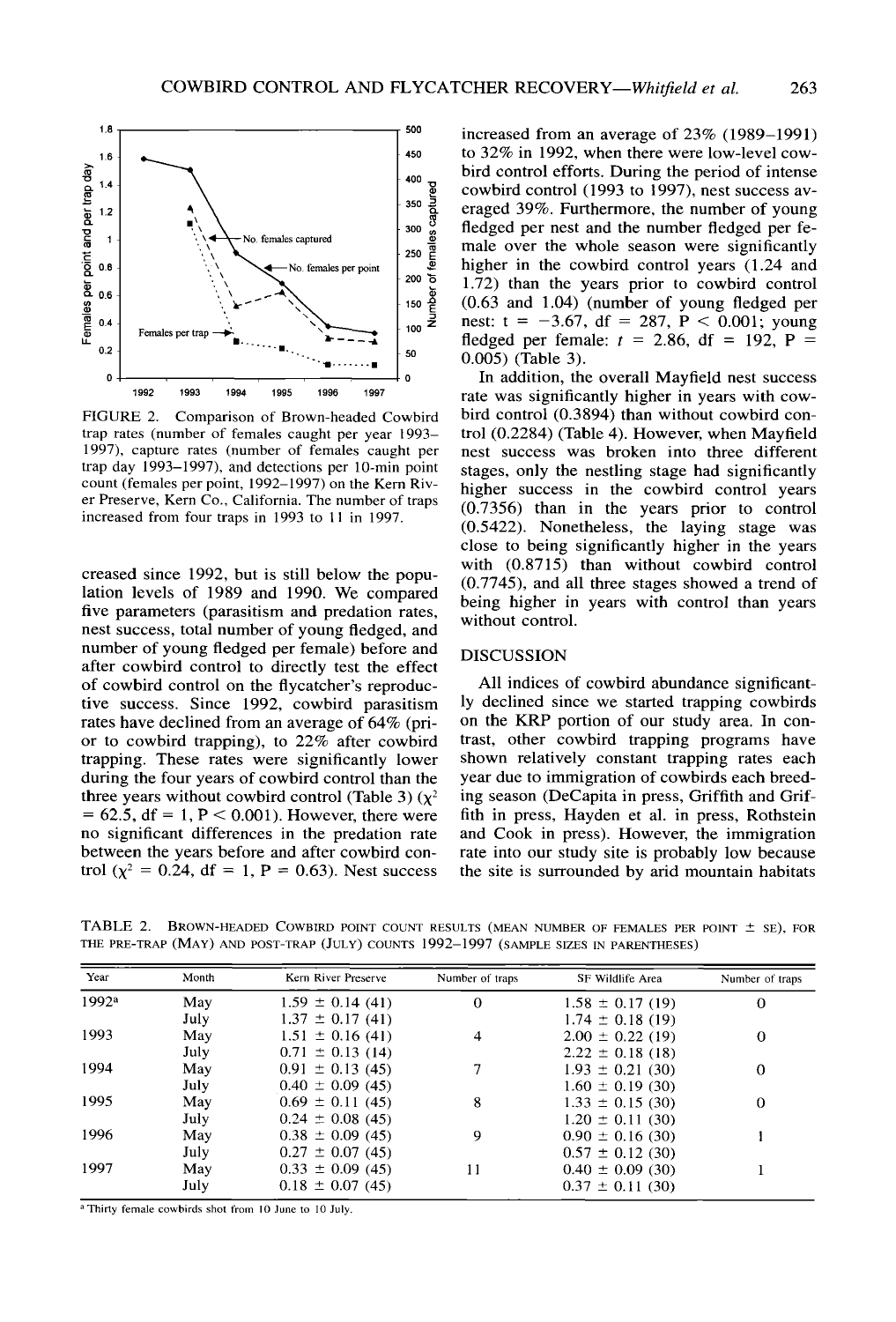FIGURE 2. Comparison of Brown-headed Cowbird trap rates (number of females caught per year 1993–1997), capture rates (number of females caught per trap day 1993–1997), and detections per 10-min point count (females per point, 1992–1997) on the Kern River Preserve, Kern Co., California. The number of traps increased from four traps in 1993 to 11 in 1997.

creased since 1992, but is still below the population levels of 1989 and 1990. We compared five parameters (parasitism and predation rates, nest success, total number of young fledged, and number of young fledged per female) before and after cowbird control to directly test the effect of cowbird control on the flycatcher's reproductive success. Since 1992, cowbird parasitism rates have declined from an average of 64% (prior to cowbird trapping), to 22% after cowbird trapping. These rates were significantly lower during the four years of cowbird control than the three years without cowbird control (Table 3) ($\chi^2 = 62.5$, df = 1, $P < 0.001$). However, there were no significant differences in the predation rate between the years before and after cowbird control ($\chi^2 = 0.24$, df = 1, $P = 0.63$). Nest success increased from an average of 23% (1989–1991) to 32% in 1992, when there were low-level cowbird control efforts. During the period of intense cowbird control (1993 to 1997), nest success averaged 39%. Furthermore, the number of young fledged per nest and the number fledged per female over the whole season were significantly higher in the cowbird control years (1.24 and 1.72) than the years prior to cowbird control (0.63 and 1.04) (number of young fledged per nest: $t = -3.67$, df = 287, $P < 0.001$; young fledged per female: $t = 2.86$, df = 192, $P = 0.005$) (Table 3).

In addition, the overall Mayfield nest success rate was significantly higher in years with cowbird control (0.3894) than without cowbird control (0.2284) (Table 4). However, when Mayfield nest success was broken into three different stages, only the nestling stage had significantly higher success in the cowbird control years (0.7356) than in the years prior to control (0.5422). Nonetheless, the laying stage was close to being significantly higher in the years with (0.8715) than without cowbird control (0.7745), and all three stages showed a trend of being higher in years with control than years without control.

## DISCUSSION

All indices of cowbird abundance significantly declined since we started trapping cowbirds on the KRP portion of our study area. In contrast, other cowbird trapping programs have shown relatively constant trapping rates each year due to immigration of cowbirds each breeding season (DeCapita in press, Griffith and Griffith in press, Hayden et al. in press, Rothstein and Cook in press). However, the immigration rate into our study site is probably low because the site is surrounded by arid mountain habitats

TABLE 2. Brown-headed Cowbird point count results (mean number of females per point ± SE), for the pre-trap (May) and post-trap (July) counts 1992–1997 (sample sizes in parentheses)

| Year | Month | Kern River Preserve | Number of traps | SF Wildlife Area | Number of traps |
|---|---|---|---|---|---|
| 1992[a] | May | 1.59 ± 0.14 (41) | 0 | 1.58 ± 0.17 (19) | 0 |
| | July | 1.37 ± 0.17 (41) | | 1.74 ± 0.18 (19) | |
| 1993 | May | 1.51 ± 0.16 (41) | 4 | 2.00 ± 0.22 (19) | 0 |
| | July | 0.71 ± 0.13 (14) | | 2.22 ± 0.18 (18) | |
| 1994 | May | 0.91 ± 0.13 (45) | 7 | 1.93 ± 0.21 (30) | 0 |
| | July | 0.40 ± 0.09 (45) | | 1.60 ± 0.19 (30) | |
| 1995 | May | 0.69 ± 0.11 (45) | 8 | 1.33 ± 0.15 (30) | 0 |
| | July | 0.24 ± 0.08 (45) | | 1.20 ± 0.11 (30) | |
| 1996 | May | 0.38 ± 0.09 (45) | 9 | 0.90 ± 0.16 (30) | 1 |
| | July | 0.27 ± 0.07 (45) | | 0.57 ± 0.12 (30) | |
| 1997 | May | 0.33 ± 0.09 (45) | 11 | 0.40 ± 0.09 (30) | 1 |
| | July | 0.18 ± 0.07 (45) | | 0.37 ± 0.11 (30) | |

[a] Thirty female cowbirds shot from 10 June to 10 July.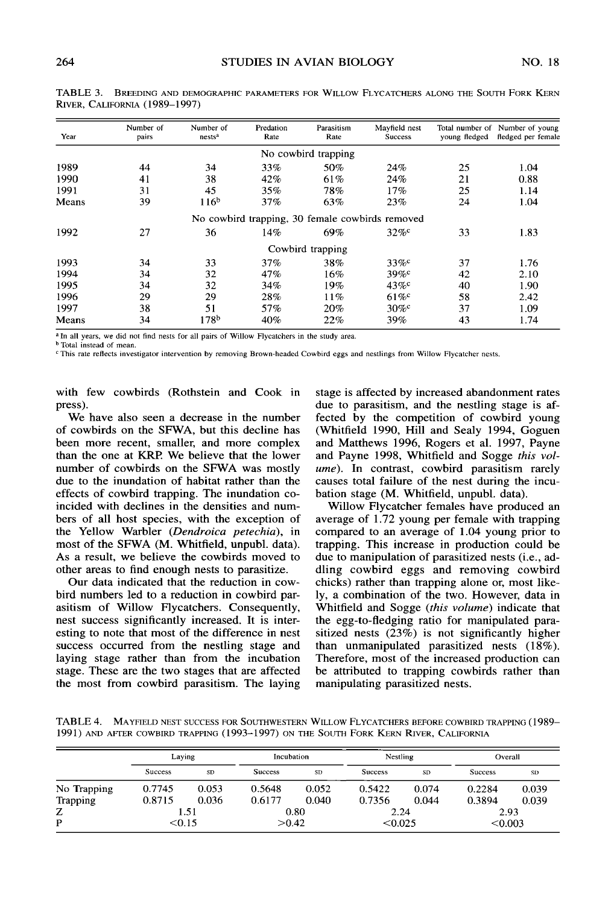TABLE 3. BREEDING AND DEMOGRAPHIC PARAMETERS FOR WILLOW FLYCATCHERS ALONG THE SOUTH FORK KERN RIVER, CALIFORNIA (1989–1997)

| Year | Number of pairs | Number of nests[a] | Predation Rate | Parasitism Rate | Mayfield nest Success | Total number of young fledged | Number of young fledged per female |
|---|---|---|---|---|---|---|---|
| | | | No cowbird trapping | | | | |
| 1989 | 44 | 34 | 33% | 50% | 24% | 25 | 1.04 |
| 1990 | 41 | 38 | 42% | 61% | 24% | 21 | 0.88 |
| 1991 | 31 | 45 | 35% | 78% | 17% | 25 | 1.14 |
| Means | 39 | 116[b] | 37% | 63% | 23% | 24 | 1.04 |
| | | | No cowbird trapping, 30 female cowbirds removed | | | | |
| 1992 | 27 | 36 | 14% | 69% | 32%[c] | 33 | 1.83 |
| | | | Cowbird trapping | | | | |
| 1993 | 34 | 33 | 37% | 38% | 33%[c] | 37 | 1.76 |
| 1994 | 34 | 32 | 47% | 16% | 39%[c] | 42 | 2.10 |
| 1995 | 34 | 32 | 34% | 19% | 43%[c] | 40 | 1.90 |
| 1996 | 29 | 29 | 28% | 11% | 61%[c] | 58 | 2.42 |
| 1997 | 38 | 51 | 57% | 20% | 30%[c] | 37 | 1.09 |
| Means | 34 | 178[b] | 40% | 22% | 39% | 43 | 1.74 |

[a] In all years, we did not find nests for all pairs of Willow Flycatchers in the study area.
[b] Total instead of mean.
[c] This rate reflects investigator intervention by removing Brown-headed Cowbird eggs and nestlings from Willow Flycatcher nests.

with few cowbirds (Rothstein and Cook in press).

We have also seen a decrease in the number of cowbirds on the SFWA, but this decline has been more recent, smaller, and more complex than the one at KRP. We believe that the lower number of cowbirds on the SFWA was mostly due to the inundation of habitat rather than the effects of cowbird trapping. The inundation coincided with declines in the densities and numbers of all host species, with the exception of the Yellow Warbler (*Dendroica petechia*), in most of the SFWA (M. Whitfield, unpubl. data). As a result, we believe the cowbirds moved to other areas to find enough nests to parasitize.

Our data indicated that the reduction in cowbird numbers led to a reduction in cowbird parasitism of Willow Flycatchers. Consequently, nest success significantly increased. It is interesting to note that most of the difference in nest success occurred from the nestling stage and laying stage rather than from the incubation stage. These are the two stages that are affected the most from cowbird parasitism. The laying stage is affected by increased abandonment rates due to parasitism, and the nestling stage is affected by the competition of cowbird young (Whitfield 1990, Hill and Sealy 1994, Goguen and Matthews 1996, Rogers et al. 1997, Payne and Payne 1998, Whitfield and Sogge *this volume*). In contrast, cowbird parasitism rarely causes total failure of the nest during the incubation stage (M. Whitfield, unpubl. data).

Willow Flycatcher females have produced an average of 1.72 young per female with trapping compared to an average of 1.04 young prior to trapping. This increase in production could be due to manipulation of parasitized nests (i.e., addling cowbird eggs and removing cowbird chicks) rather than trapping alone or, most likely, a combination of the two. However, data in Whitfield and Sogge (*this volume*) indicate that the egg-to-fledging ratio for manipulated parasitized nests (23%) is not significantly higher than unmanipulated parasitized nests (18%). Therefore, most of the increased production can be attributed to trapping cowbirds rather than manipulating parasitized nests.

TABLE 4. MAYFIELD NEST SUCCESS FOR SOUTHWESTERN WILLOW FLYCATCHERS BEFORE COWBIRD TRAPPING (1989–1991) AND AFTER COWBIRD TRAPPING (1993–1997) ON THE SOUTH FORK KERN RIVER, CALIFORNIA

| | Laying | | Incubation | | Nestling | | Overall | |
|---|---|---|---|---|---|---|---|---|
| | Success | SD | Success | SD | Success | SD | Success | SD |
| No Trapping | 0.7745 | 0.053 | 0.5648 | 0.052 | 0.5422 | 0.074 | 0.2284 | 0.039 |
| Trapping | 0.8715 | 0.036 | 0.6177 | 0.040 | 0.7356 | 0.044 | 0.3894 | 0.039 |
| Z | 1.51 | | 0.80 | | 2.24 | | 2.93 | |
| P | <0.15 | | >0.42 | | <0.025 | | <0.003 | |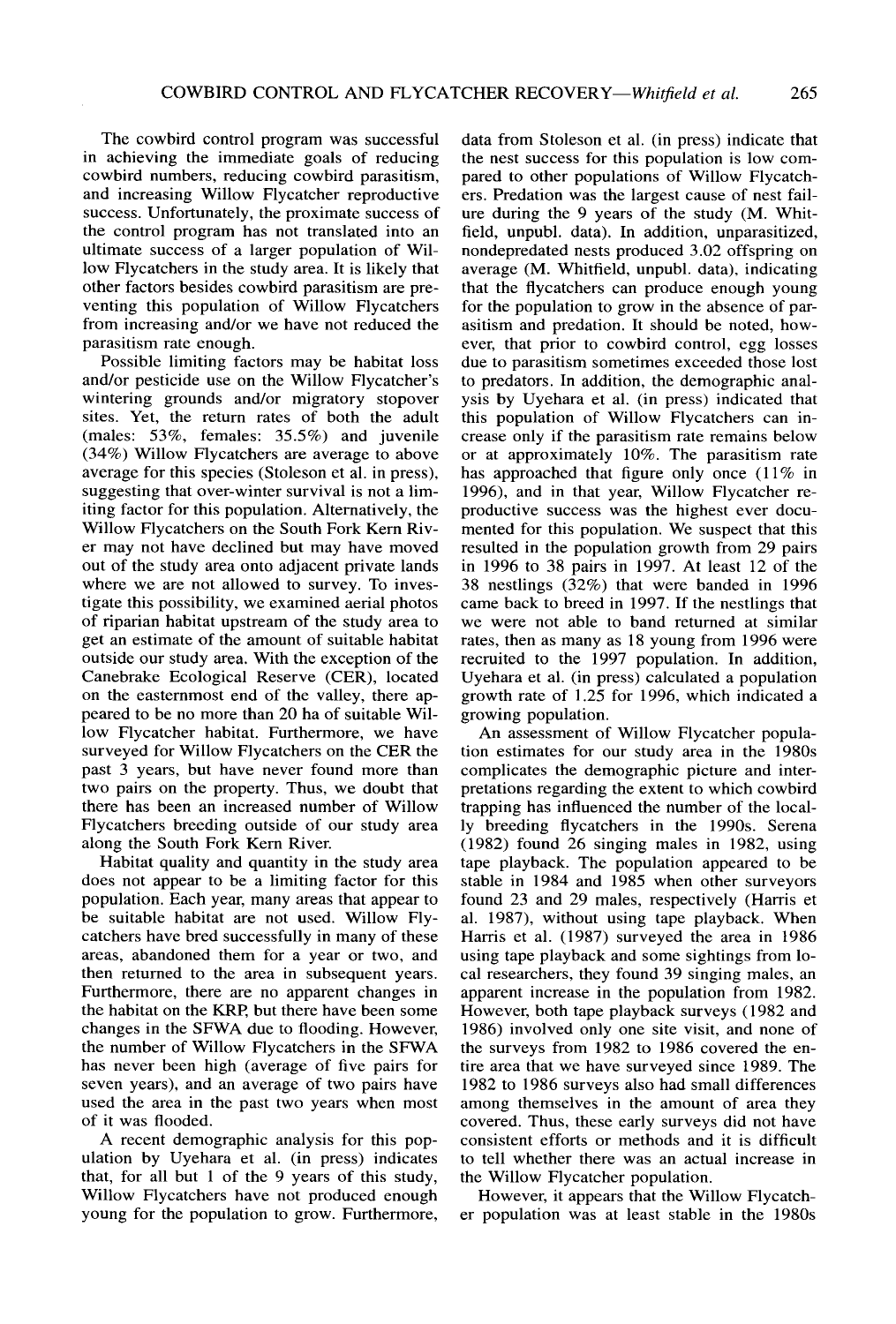The cowbird control program was successful in achieving the immediate goals of reducing cowbird numbers, reducing cowbird parasitism, and increasing Willow Flycatcher reproductive success. Unfortunately, the proximate success of the control program has not translated into an ultimate success of a larger population of Willow Flycatchers in the study area. It is likely that other factors besides cowbird parasitism are preventing this population of Willow Flycatchers from increasing and/or we have not reduced the parasitism rate enough.

Possible limiting factors may be habitat loss and/or pesticide use on the Willow Flycatcher's wintering grounds and/or migratory stopover sites. Yet, the return rates of both the adult (males: 53%, females: 35.5%) and juvenile (34%) Willow Flycatchers are average to above average for this species (Stoleson et al. in press), suggesting that over-winter survival is not a limiting factor for this population. Alternatively, the Willow Flycatchers on the South Fork Kern River may not have declined but may have moved out of the study area onto adjacent private lands where we are not allowed to survey. To investigate this possibility, we examined aerial photos of riparian habitat upstream of the study area to get an estimate of the amount of suitable habitat outside our study area. With the exception of the Canebrake Ecological Reserve (CER), located on the easternmost end of the valley, there appeared to be no more than 20 ha of suitable Willow Flycatcher habitat. Furthermore, we have surveyed for Willow Flycatchers on the CER the past 3 years, but have never found more than two pairs on the property. Thus, we doubt that there has been an increased number of Willow Flycatchers breeding outside of our study area along the South Fork Kern River.

Habitat quality and quantity in the study area does not appear to be a limiting factor for this population. Each year, many areas that appear to be suitable habitat are not used. Willow Flycatchers have bred successfully in many of these areas, abandoned them for a year or two, and then returned to the area in subsequent years. Furthermore, there are no apparent changes in the habitat on the KRP, but there have been some changes in the SFWA due to flooding. However, the number of Willow Flycatchers in the SFWA has never been high (average of five pairs for seven years), and an average of two pairs have used the area in the past two years when most of it was flooded.

A recent demographic analysis for this population by Uyehara et al. (in press) indicates that, for all but 1 of the 9 years of this study, Willow Flycatchers have not produced enough young for the population to grow. Furthermore, data from Stoleson et al. (in press) indicate that the nest success for this population is low compared to other populations of Willow Flycatchers. Predation was the largest cause of nest failure during the 9 years of the study (M. Whitfield, unpubl. data). In addition, unparasitized, nondepredated nests produced 3.02 offspring on average (M. Whitfield, unpubl. data), indicating that the flycatchers can produce enough young for the population to grow in the absence of parasitism and predation. It should be noted, however, that prior to cowbird control, egg losses due to parasitism sometimes exceeded those lost to predators. In addition, the demographic analysis by Uyehara et al. (in press) indicated that this population of Willow Flycatchers can increase only if the parasitism rate remains below or at approximately 10%. The parasitism rate has approached that figure only once (11% in 1996), and in that year, Willow Flycatcher reproductive success was the highest ever documented for this population. We suspect that this resulted in the population growth from 29 pairs in 1996 to 38 pairs in 1997. At least 12 of the 38 nestlings (32%) that were banded in 1996 came back to breed in 1997. If the nestlings that we were not able to band returned at similar rates, then as many as 18 young from 1996 were recruited to the 1997 population. In addition, Uyehara et al. (in press) calculated a population growth rate of 1.25 for 1996, which indicated a growing population.

An assessment of Willow Flycatcher population estimates for our study area in the 1980s complicates the demographic picture and interpretations regarding the extent to which cowbird trapping has influenced the number of the locally breeding flycatchers in the 1990s. Serena (1982) found 26 singing males in 1982, using tape playback. The population appeared to be stable in 1984 and 1985 when other surveyors found 23 and 29 males, respectively (Harris et al. 1987), without using tape playback. When Harris et al. (1987) surveyed the area in 1986 using tape playback and some sightings from local researchers, they found 39 singing males, an apparent increase in the population from 1982. However, both tape playback surveys (1982 and 1986) involved only one site visit, and none of the surveys from 1982 to 1986 covered the entire area that we have surveyed since 1989. The 1982 to 1986 surveys also had small differences among themselves in the amount of area they covered. Thus, these early surveys did not have consistent efforts or methods and it is difficult to tell whether there was an actual increase in the Willow Flycatcher population.

However, it appears that the Willow Flycatcher population was at least stable in the 1980s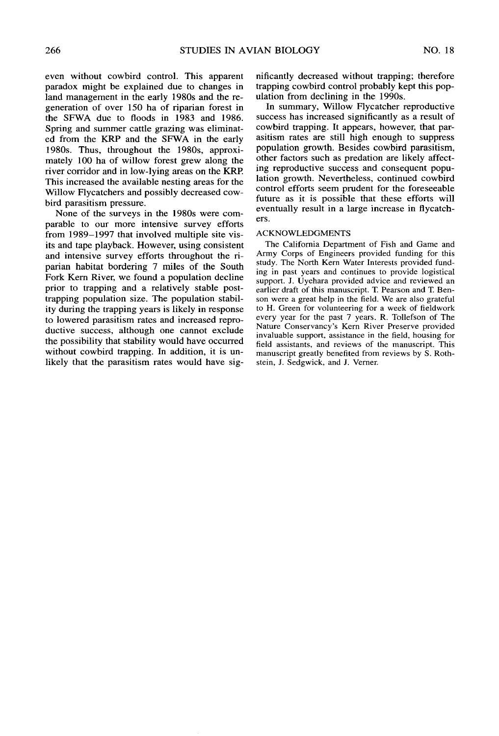even without cowbird control. This apparent paradox might be explained due to changes in land management in the early 1980s and the regeneration of over 150 ha of riparian forest in the SFWA due to floods in 1983 and 1986. Spring and summer cattle grazing was eliminated from the KRP and the SFWA in the early 1980s. Thus, throughout the 1980s, approximately 100 ha of willow forest grew along the river corridor and in low-lying areas on the KRP. This increased the available nesting areas for the Willow Flycatchers and possibly decreased cowbird parasitism pressure.

None of the surveys in the 1980s were comparable to our more intensive survey efforts from 1989–1997 that involved multiple site visits and tape playback. However, using consistent and intensive survey efforts throughout the riparian habitat bordering 7 miles of the South Fork Kern River, we found a population decline prior to trapping and a relatively stable post-trapping population size. The population stability during the trapping years is likely in response to lowered parasitism rates and increased reproductive success, although one cannot exclude the possibility that stability would have occurred without cowbird trapping. In addition, it is unlikely that the parasitism rates would have significantly decreased without trapping; therefore trapping cowbird control probably kept this population from declining in the 1990s.

In summary, Willow Flycatcher reproductive success has increased significantly as a result of cowbird trapping. It appears, however, that parasitism rates are still high enough to suppress population growth. Besides cowbird parasitism, other factors such as predation are likely affecting reproductive success and consequent population growth. Nevertheless, continued cowbird control efforts seem prudent for the foreseeable future as it is possible that these efforts will eventually result in a large increase in flycatchers.

## ACKNOWLEDGMENTS

The California Department of Fish and Game and Army Corps of Engineers provided funding for this study. The North Kern Water Interests provided funding in past years and continues to provide logistical support. J. Uyehara provided advice and reviewed an earlier draft of this manuscript. T. Pearson and T. Benson were a great help in the field. We are also grateful to H. Green for volunteering for a week of fieldwork every year for the past 7 years. R. Tollefson of The Nature Conservancy's Kern River Preserve provided invaluable support, assistance in the field, housing for field assistants, and reviews of the manuscript. This manuscript greatly benefited from reviews by S. Rothstein, J. Sedgwick, and J. Verner.